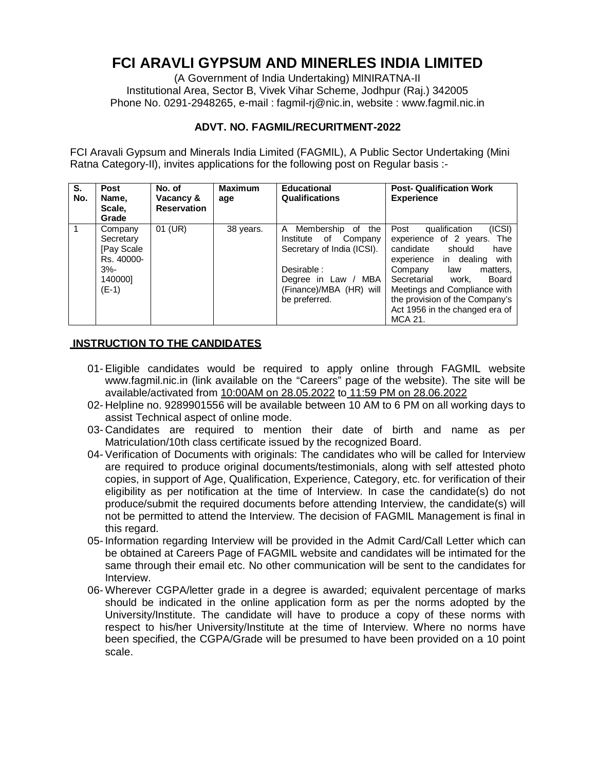# FCI ARAVLI GYPSUM AND MINERLES INDIA LIMITED

(A Government of India Undertaking) MINIRATNA-II
Institutional Area, Sector B, Vivek Vihar Scheme, Jodhpur (Raj.) 342005
Phone No. 0291-2948265, e-mail : fagmil-rj@nic.in, website : www.fagmil.nic.in

### ADVT. NO. FAGMIL/RECURITMENT-2022

FCI Aravali Gypsum and Minerals India Limited (FAGMIL), A Public Sector Undertaking (Mini Ratna Category-II), invites applications for the following post on Regular basis :-

| S. No. | Post Name, Scale, Grade | No. of Vacancy & Reservation | Maximum age | Educational Qualifications | Post- Qualification Work Experience |
|---|---|---|---|---|---|
| 1 | Company Secretary [Pay Scale Rs. 40000-3%-140000] (E-1) | 01 (UR) | 38 years. | A Membership of the Institute of Company Secretary of India (ICSI).<br><br>Desirable :<br>Degree in Law / MBA (Finance)/MBA (HR) will be preferred. | Post qualification (ICSI) experience of 2 years. The candidate should have experience in dealing with Company law matters, Secretarial work, Board Meetings and Compliance with the provision of the Company's Act 1956 in the changed era of MCA 21. |

## INSTRUCTION TO THE CANDIDATES

01- Eligible candidates would be required to apply online through FAGMIL website www.fagmil.nic.in (link available on the "Careers" page of the website). The site will be available/activated from 10:00AM on 28.05.2022 to 11:59 PM on 28.06.2022

02- Helpline no. 9289901556 will be available between 10 AM to 6 PM on all working days to assist Technical aspect of online mode.

03- Candidates are required to mention their date of birth and name as per Matriculation/10th class certificate issued by the recognized Board.

04- Verification of Documents with originals: The candidates who will be called for Interview are required to produce original documents/testimonials, along with self attested photo copies, in support of Age, Qualification, Experience, Category, etc. for verification of their eligibility as per notification at the time of Interview. In case the candidate(s) do not produce/submit the required documents before attending Interview, the candidate(s) will not be permitted to attend the Interview. The decision of FAGMIL Management is final in this regard.

05- Information regarding Interview will be provided in the Admit Card/Call Letter which can be obtained at Careers Page of FAGMIL website and candidates will be intimated for the same through their email etc. No other communication will be sent to the candidates for Interview.

06- Wherever CGPA/letter grade in a degree is awarded; equivalent percentage of marks should be indicated in the online application form as per the norms adopted by the University/Institute. The candidate will have to produce a copy of these norms with respect to his/her University/Institute at the time of Interview. Where no norms have been specified, the CGPA/Grade will be presumed to have been provided on a 10 point scale.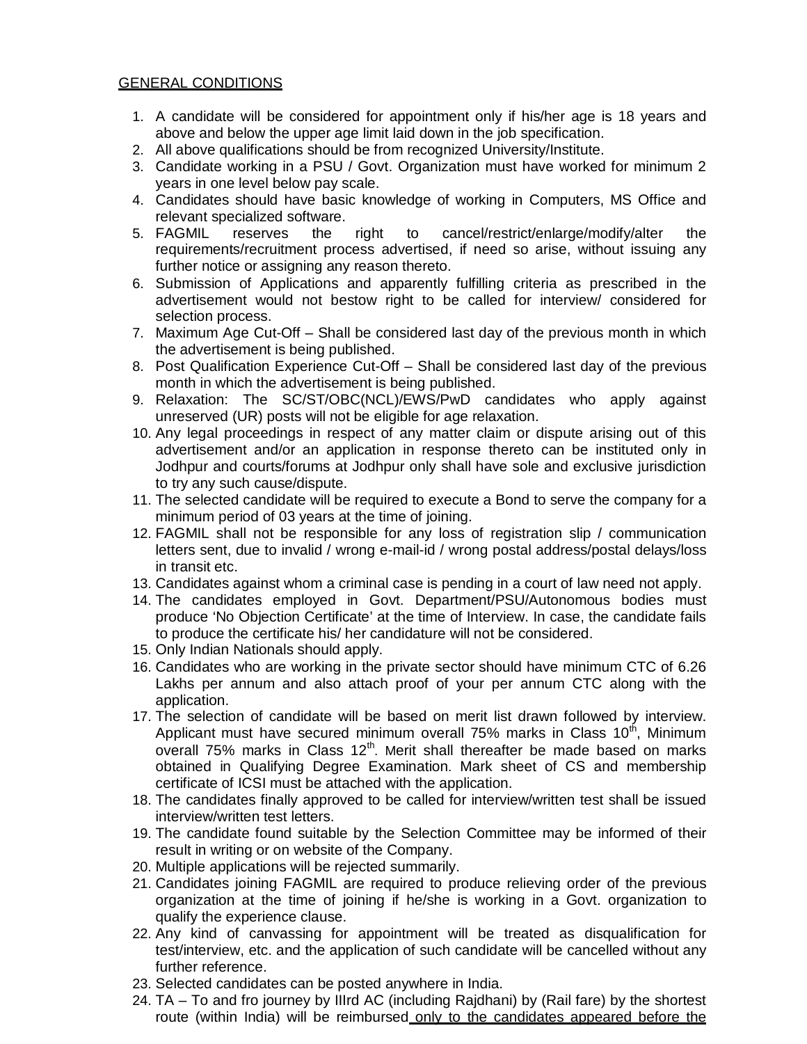GENERAL CONDITIONS

1. A candidate will be considered for appointment only if his/her age is 18 years and above and below the upper age limit laid down in the job specification.
2. All above qualifications should be from recognized University/Institute.
3. Candidate working in a PSU / Govt. Organization must have worked for minimum 2 years in one level below pay scale.
4. Candidates should have basic knowledge of working in Computers, MS Office and relevant specialized software.
5. FAGMIL reserves the right to cancel/restrict/enlarge/modify/alter the requirements/recruitment process advertised, if need so arise, without issuing any further notice or assigning any reason thereto.
6. Submission of Applications and apparently fulfilling criteria as prescribed in the advertisement would not bestow right to be called for interview/ considered for selection process.
7. Maximum Age Cut-Off – Shall be considered last day of the previous month in which the advertisement is being published.
8. Post Qualification Experience Cut-Off – Shall be considered last day of the previous month in which the advertisement is being published.
9. Relaxation: The SC/ST/OBC(NCL)/EWS/PwD candidates who apply against unreserved (UR) posts will not be eligible for age relaxation.
10. Any legal proceedings in respect of any matter claim or dispute arising out of this advertisement and/or an application in response thereto can be instituted only in Jodhpur and courts/forums at Jodhpur only shall have sole and exclusive jurisdiction to try any such cause/dispute.
11. The selected candidate will be required to execute a Bond to serve the company for a minimum period of 03 years at the time of joining.
12. FAGMIL shall not be responsible for any loss of registration slip / communication letters sent, due to invalid / wrong e-mail-id / wrong postal address/postal delays/loss in transit etc.
13. Candidates against whom a criminal case is pending in a court of law need not apply.
14. The candidates employed in Govt. Department/PSU/Autonomous bodies must produce 'No Objection Certificate' at the time of Interview. In case, the candidate fails to produce the certificate his/ her candidature will not be considered.
15. Only Indian Nationals should apply.
16. Candidates who are working in the private sector should have minimum CTC of 6.26 Lakhs per annum and also attach proof of your per annum CTC along with the application.
17. The selection of candidate will be based on merit list drawn followed by interview. Applicant must have secured minimum overall 75% marks in Class 10th, Minimum overall 75% marks in Class 12th. Merit shall thereafter be made based on marks obtained in Qualifying Degree Examination. Mark sheet of CS and membership certificate of ICSI must be attached with the application.
18. The candidates finally approved to be called for interview/written test shall be issued interview/written test letters.
19. The candidate found suitable by the Selection Committee may be informed of their result in writing or on website of the Company.
20. Multiple applications will be rejected summarily.
21. Candidates joining FAGMIL are required to produce relieving order of the previous organization at the time of joining if he/she is working in a Govt. organization to qualify the experience clause.
22. Any kind of canvassing for appointment will be treated as disqualification for test/interview, etc. and the application of such candidate will be cancelled without any further reference.
23. Selected candidates can be posted anywhere in India.
24. TA – To and fro journey by IIIrd AC (including Rajdhani) by (Rail fare) by the shortest route (within India) will be reimbursed <u>only to the candidates appeared before the</u>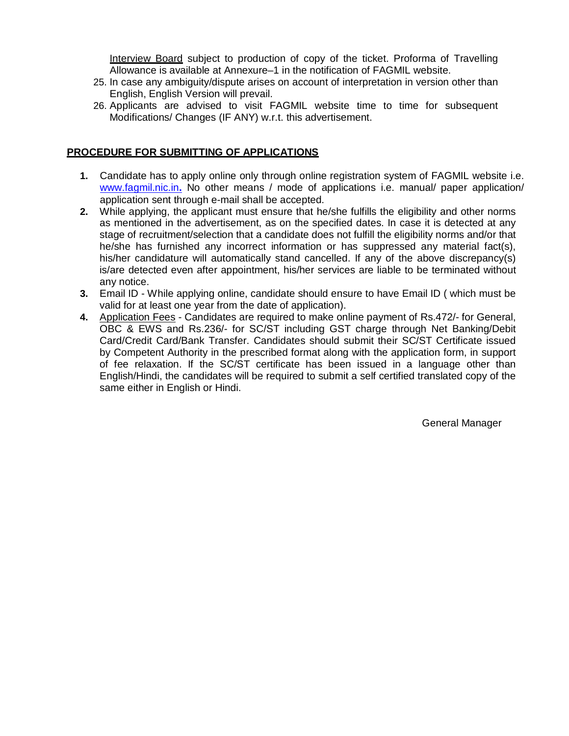Interview Board subject to production of copy of the ticket. Proforma of Travelling Allowance is available at Annexure–1 in the notification of FAGMIL website.

25. In case any ambiguity/dispute arises on account of interpretation in version other than English, English Version will prevail.
26. Applicants are advised to visit FAGMIL website time to time for subsequent Modifications/ Changes (IF ANY) w.r.t. this advertisement.

## PROCEDURE FOR SUBMITTING OF APPLICATIONS

1. Candidate has to apply online only through online registration system of FAGMIL website i.e. www.fagmil.nic.in**.** No other means / mode of applications i.e. manual/ paper application/ application sent through e-mail shall be accepted.
2. While applying, the applicant must ensure that he/she fulfills the eligibility and other norms as mentioned in the advertisement, as on the specified dates. In case it is detected at any stage of recruitment/selection that a candidate does not fulfill the eligibility norms and/or that he/she has furnished any incorrect information or has suppressed any material fact(s), his/her candidature will automatically stand cancelled. If any of the above discrepancy(s) is/are detected even after appointment, his/her services are liable to be terminated without any notice.
3. Email ID - While applying online, candidate should ensure to have Email ID ( which must be valid for at least one year from the date of application).
4. Application Fees - Candidates are required to make online payment of Rs.472/- for General, OBC & EWS and Rs.236/- for SC/ST including GST charge through Net Banking/Debit Card/Credit Card/Bank Transfer. Candidates should submit their SC/ST Certificate issued by Competent Authority in the prescribed format along with the application form, in support of fee relaxation. If the SC/ST certificate has been issued in a language other than English/Hindi, the candidates will be required to submit a self certified translated copy of the same either in English or Hindi.

General Manager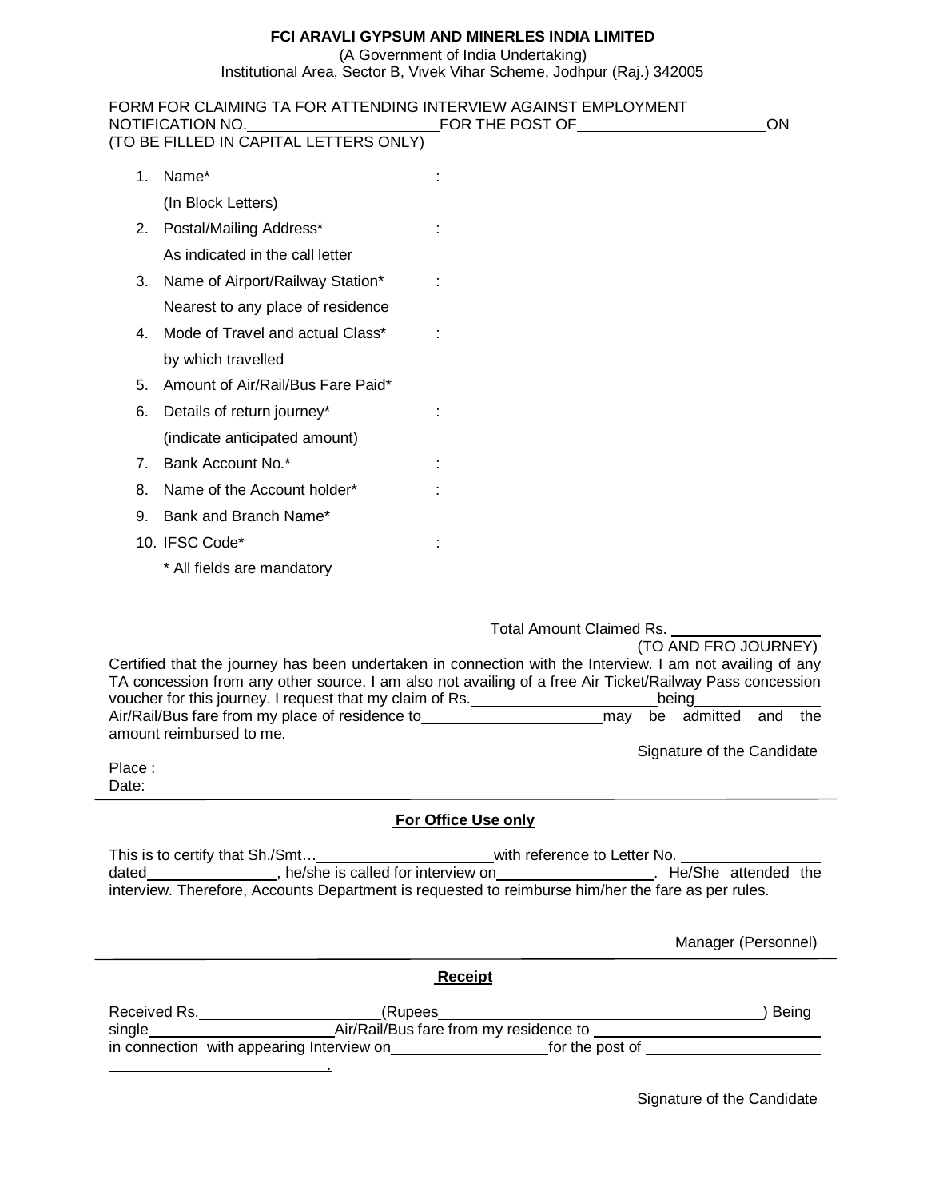**FCI ARAVLI GYPSUM AND MINERLES INDIA LIMITED**
(A Government of India Undertaking)
Institutional Area, Sector B, Vivek Vihar Scheme, Jodhpur (Raj.) 342005

FORM FOR CLAIMING TA FOR ATTENDING INTERVIEW AGAINST EMPLOYMENT NOTIFICATION NO.______________________FOR THE POST OF______________________ON
(TO BE FILLED IN CAPITAL LETTERS ONLY)

1. Name* :
   (In Block Letters)
2. Postal/Mailing Address* :
   As indicated in the call letter
3. Name of Airport/Railway Station* :
   Nearest to any place of residence
4. Mode of Travel and actual Class* :
   by which travelled
5. Amount of Air/Rail/Bus Fare Paid*
6. Details of return journey* :
   (indicate anticipated amount)
7. Bank Account No.* :
8. Name of the Account holder* :
9. Bank and Branch Name*
10. IFSC Code* :

   * All fields are mandatory

Total Amount Claimed Rs. ________________
(TO AND FRO JOURNEY)

Certified that the journey has been undertaken in connection with the Interview. I am not availing of any TA concession from any other source. I am also not availing of a free Air Ticket/Railway Pass concession voucher for this journey. I request that my claim of Rs.______________________being______________ Air/Rail/Bus fare from my place of residence to______________________may be admitted and the amount reimbursed to me.

Signature of the Candidate

Place :
Date:

---

**For Office Use only**

This is to certify that Sh./Smt…______________________with reference to Letter No. ________________ dated________________, he/she is called for interview on____________________. He/She attended the interview. Therefore, Accounts Department is requested to reimburse him/her the fare as per rules.

Manager (Personnel)

---

**Receipt**

Received Rs.______________________(Rupees________________________________________) Being single______________________Air/Rail/Bus fare from my residence to ______________________________ in connection with appearing Interview on__________________for the post of ______________________ ____________________________.

Signature of the Candidate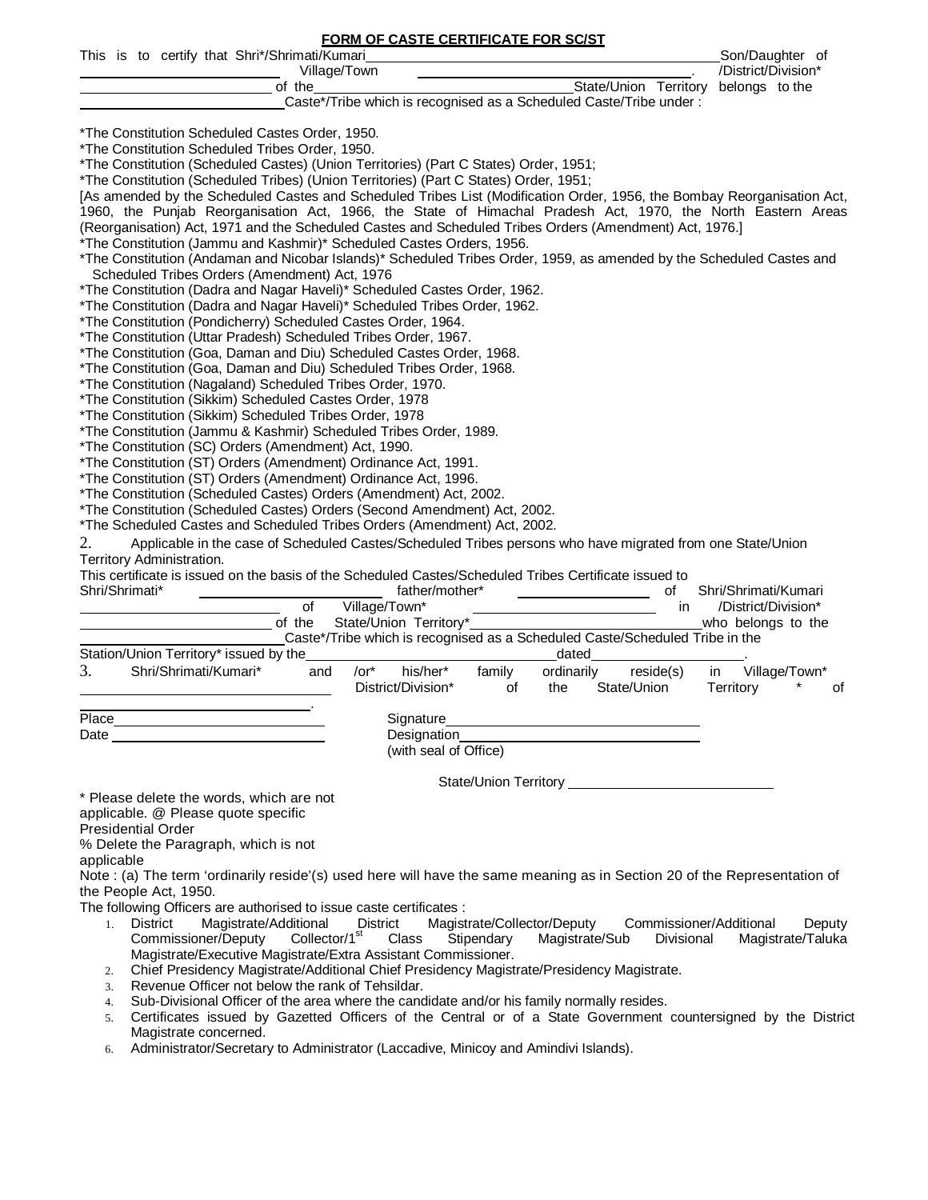**FORM OF CASTE CERTIFICATE FOR SC/ST**

This is to certify that Shri*/Shrimati/Kumari \_\_\_\_\_\_\_\_\_\_\_\_\_\_\_\_\_\_\_\_ Son/Daughter of \_\_\_\_\_\_\_\_\_\_\_\_\_\_\_\_\_\_\_\_ Village/Town \_\_\_\_\_\_\_\_\_\_\_\_\_\_\_\_\_\_\_\_. /District/Division\* \_\_\_\_\_\_\_\_\_\_\_\_\_\_\_\_\_\_\_\_ of the \_\_\_\_\_\_\_\_\_\_\_\_\_\_\_\_\_\_\_\_ State/Union Territory belongs to the \_\_\_\_\_\_\_\_\_\_\_\_\_\_\_\_\_\_\_\_ Caste\*/Tribe which is recognised as a Scheduled Caste/Tribe under :

\*The Constitution Scheduled Castes Order, 1950.
\*The Constitution Scheduled Tribes Order, 1950.
\*The Constitution (Scheduled Castes) (Union Territories) (Part C States) Order, 1951;
\*The Constitution (Scheduled Tribes) (Union Territories) (Part C States) Order, 1951;
[As amended by the Scheduled Castes and Scheduled Tribes List (Modification Order, 1956, the Bombay Reorganisation Act, 1960, the Punjab Reorganisation Act, 1966, the State of Himachal Pradesh Act, 1970, the North Eastern Areas (Reorganisation) Act, 1971 and the Scheduled Castes and Scheduled Tribes Orders (Amendment) Act, 1976.]
\*The Constitution (Jammu and Kashmir)\* Scheduled Castes Orders, 1956.
\*The Constitution (Andaman and Nicobar Islands)\* Scheduled Tribes Order, 1959, as amended by the Scheduled Castes and Scheduled Tribes Orders (Amendment) Act, 1976
\*The Constitution (Dadra and Nagar Haveli)\* Scheduled Castes Order, 1962.
\*The Constitution (Dadra and Nagar Haveli)\* Scheduled Tribes Order, 1962.
\*The Constitution (Pondicherry) Scheduled Castes Order, 1964.
\*The Constitution (Uttar Pradesh) Scheduled Tribes Order, 1967.
\*The Constitution (Goa, Daman and Diu) Scheduled Castes Order, 1968.
\*The Constitution (Goa, Daman and Diu) Scheduled Tribes Order, 1968.
\*The Constitution (Nagaland) Scheduled Tribes Order, 1970.
\*The Constitution (Sikkim) Scheduled Castes Order, 1978
\*The Constitution (Sikkim) Scheduled Tribes Order, 1978
\*The Constitution (Jammu & Kashmir) Scheduled Tribes Order, 1989.
\*The Constitution (SC) Orders (Amendment) Act, 1990.
\*The Constitution (ST) Orders (Amendment) Ordinance Act, 1991.
\*The Constitution (ST) Orders (Amendment) Ordinance Act, 1996.
\*The Constitution (Scheduled Castes) Orders (Amendment) Act, 2002.
\*The Constitution (Scheduled Castes) Orders (Second Amendment) Act, 2002.
\*The Scheduled Castes and Scheduled Tribes Orders (Amendment) Act, 2002.

2. Applicable in the case of Scheduled Castes/Scheduled Tribes persons who have migrated from one State/Union Territory Administration.

This certificate is issued on the basis of the Scheduled Castes/Scheduled Tribes Certificate issued to Shri/Shrimati\* \_\_\_\_\_\_\_\_\_\_\_\_\_\_\_\_\_\_\_\_ father/mother\* \_\_\_\_\_\_\_\_\_\_\_\_\_\_\_\_\_\_\_\_ of Shri/Shrimati/Kumari \_\_\_\_\_\_\_\_\_\_\_\_\_\_\_\_\_\_\_\_ of Village/Town\* \_\_\_\_\_\_\_\_\_\_\_\_\_\_\_\_\_\_\_\_ in /District/Division\* \_\_\_\_\_\_\_\_\_\_\_\_\_\_\_\_\_\_\_\_ of the State/Union Territory\* \_\_\_\_\_\_\_\_\_\_\_\_\_\_\_\_\_\_\_\_ who belongs to the \_\_\_\_\_\_\_\_\_\_\_\_\_\_\_\_\_\_\_\_ Caste\*/Tribe which is recognised as a Scheduled Caste/Scheduled Tribe in the Station/Union Territory\* issued by the \_\_\_\_\_\_\_\_\_\_\_\_\_\_\_\_\_\_\_\_ dated \_\_\_\_\_\_\_\_\_\_\_\_\_\_\_\_\_\_\_\_.

3. Shri/Shrimati/Kumari\* \_\_\_\_\_\_\_\_\_\_\_\_\_\_\_\_\_\_\_\_ and /or\* his/her\* family ordinarily reside(s) in Village/Town\* District/Division\* of the State/Union Territory \* of \_\_\_\_\_\_\_\_\_\_\_\_\_\_\_\_\_\_\_\_.

Place \_\_\_\_\_\_\_\_\_\_\_\_\_\_\_\_\_\_\_\_ Signature \_\_\_\_\_\_\_\_\_\_\_\_\_\_\_\_\_\_\_\_

Date \_\_\_\_\_\_\_\_\_\_\_\_\_\_\_\_\_\_\_\_ Designation \_\_\_\_\_\_\_\_\_\_\_\_\_\_\_\_\_\_\_\_
(with seal of Office)

State/Union Territory \_\_\_\_\_\_\_\_\_\_\_\_\_\_\_\_\_\_\_\_

\* Please delete the words, which are not applicable. @ Please quote specific Presidential Order
% Delete the Paragraph, which is not applicable

Note : (a) The term 'ordinarily reside'(s) used here will have the same meaning as in Section 20 of the Representation of the People Act, 1950.

The following Officers are authorised to issue caste certificates :

1. District Magistrate/Additional District Magistrate/Collector/Deputy Commissioner/Additional Deputy Commissioner/Deputy Collector/1st Class Stipendary Magistrate/Sub Divisional Magistrate/Taluka Magistrate/Executive Magistrate/Extra Assistant Commissioner.
2. Chief Presidency Magistrate/Additional Chief Presidency Magistrate/Presidency Magistrate.
3. Revenue Officer not below the rank of Tehsildar.
4. Sub-Divisional Officer of the area where the candidate and/or his family normally resides.
5. Certificates issued by Gazetted Officers of the Central or of a State Government countersigned by the District Magistrate concerned.
6. Administrator/Secretary to Administrator (Laccadive, Minicoy and Amindivi Islands).